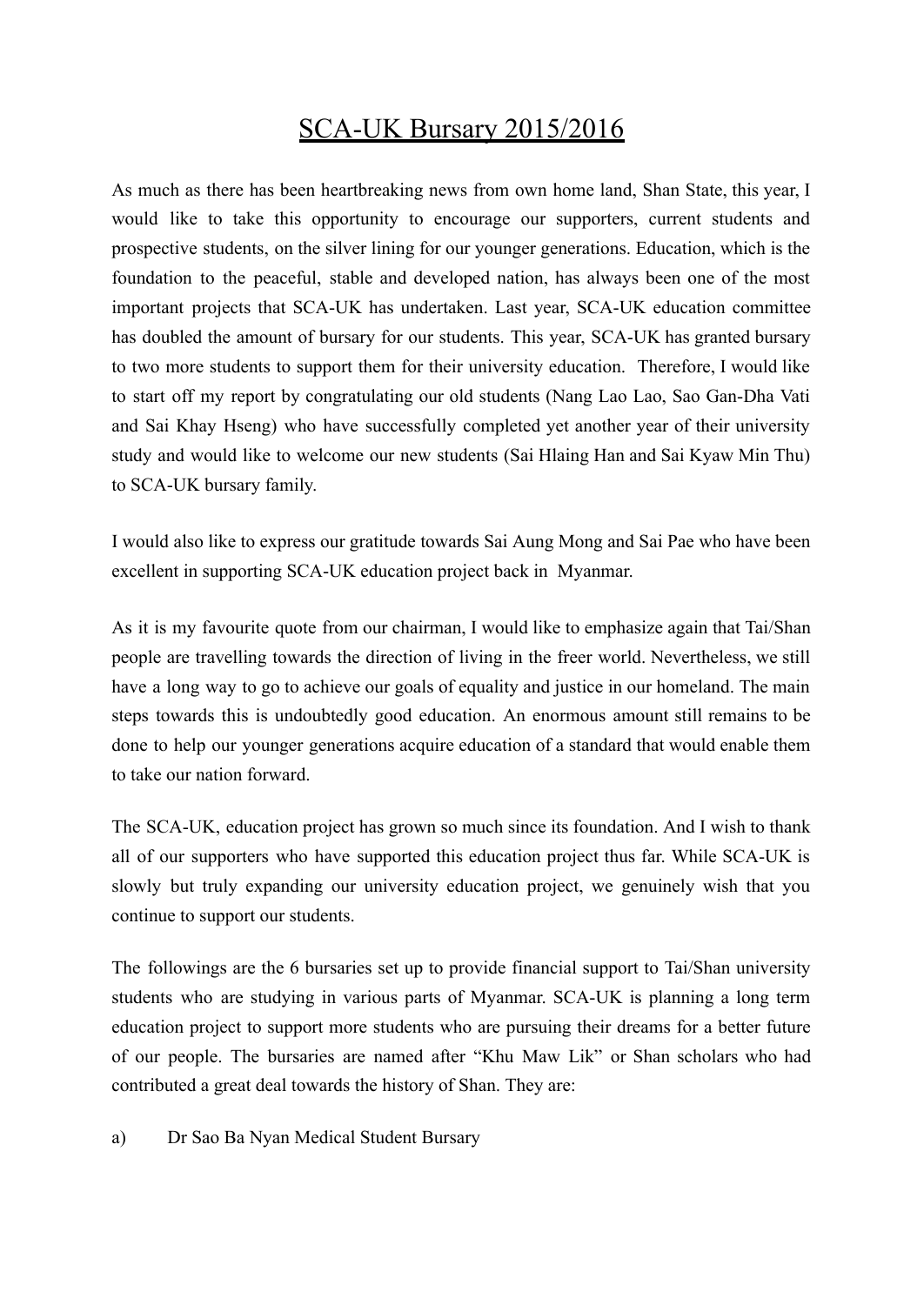# SCA-UK Bursary 2015/2016

As much as there has been heartbreaking news from own home land, Shan State, this year, I would like to take this opportunity to encourage our supporters, current students and prospective students, on the silver lining for our younger generations. Education, which is the foundation to the peaceful, stable and developed nation, has always been one of the most important projects that SCA-UK has undertaken. Last year, SCA-UK education committee has doubled the amount of bursary for our students. This year, SCA-UK has granted bursary to two more students to support them for their university education. Therefore, I would like to start off my report by congratulating our old students (Nang Lao Lao, Sao Gan-Dha Vati and Sai Khay Hseng) who have successfully completed yet another year of their university study and would like to welcome our new students (Sai Hlaing Han and Sai Kyaw Min Thu) to SCA-UK bursary family.

I would also like to express our gratitude towards Sai Aung Mong and Sai Pae who have been excellent in supporting SCA-UK education project back in Myanmar.

As it is my favourite quote from our chairman, I would like to emphasize again that Tai/Shan people are travelling towards the direction of living in the freer world. Nevertheless, we still have a long way to go to achieve our goals of equality and justice in our homeland. The main steps towards this is undoubtedly good education. An enormous amount still remains to be done to help our younger generations acquire education of a standard that would enable them to take our nation forward.

The SCA-UK, education project has grown so much since its foundation. And I wish to thank all of our supporters who have supported this education project thus far. While SCA-UK is slowly but truly expanding our university education project, we genuinely wish that you continue to support our students.

The followings are the 6 bursaries set up to provide financial support to Tai/Shan university students who are studying in various parts of Myanmar. SCA-UK is planning a long term education project to support more students who are pursuing their dreams for a better future of our people. The bursaries are named after "Khu Maw Lik" or Shan scholars who had contributed a great deal towards the history of Shan. They are:

a) Dr Sao Ba Nyan Medical Student Bursary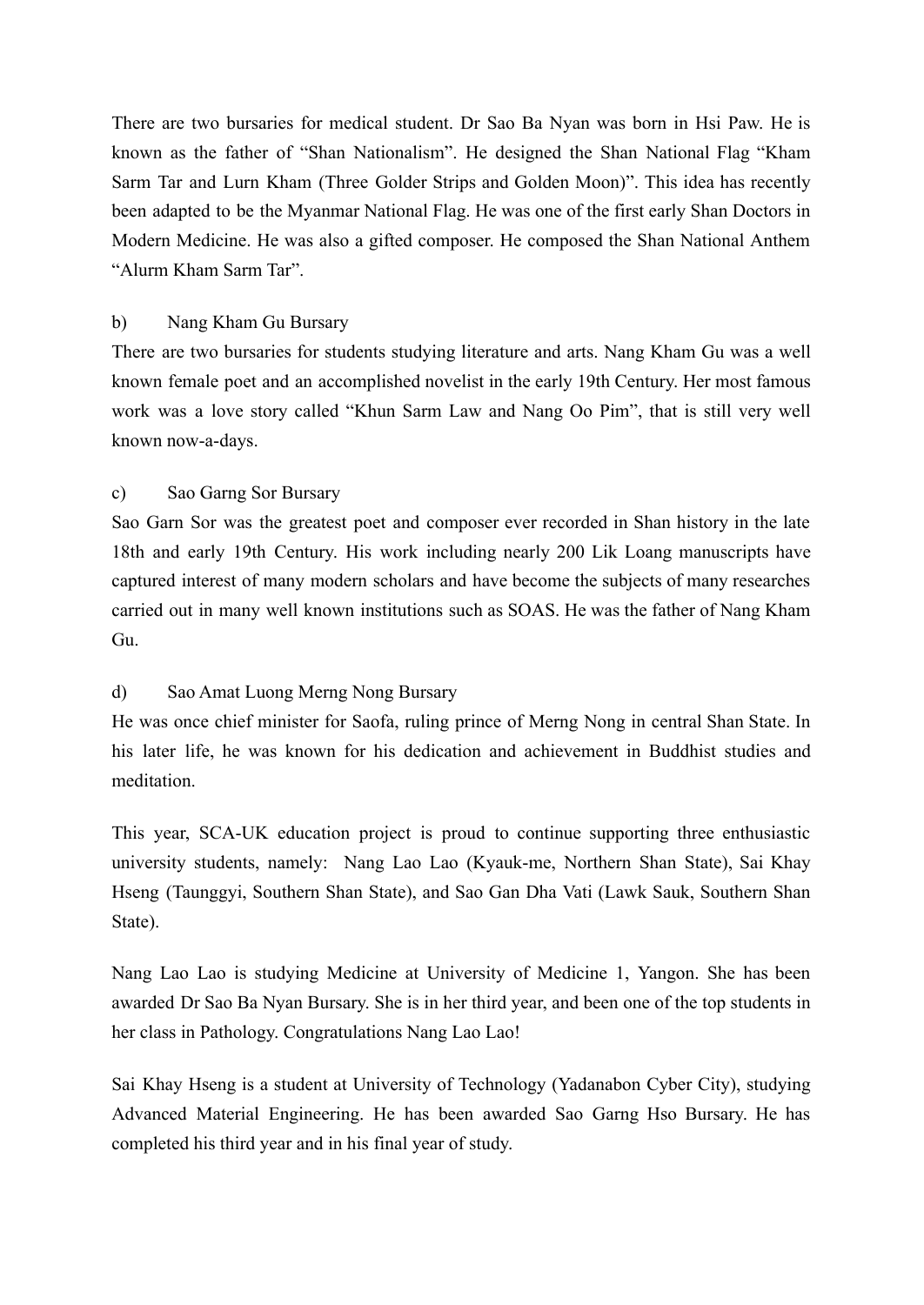There are two bursaries for medical student. Dr Sao Ba Nyan was born in Hsi Paw. He is known as the father of "Shan Nationalism". He designed the Shan National Flag "Kham Sarm Tar and Lurn Kham (Three Golder Strips and Golden Moon)". This idea has recently been adapted to be the Myanmar National Flag. He was one of the first early Shan Doctors in Modern Medicine. He was also a gifted composer. He composed the Shan National Anthem "Alurm Kham Sarm Tar".

b) Nang Kham Gu Bursary

There are two bursaries for students studying literature and arts. Nang Kham Gu was a well known female poet and an accomplished novelist in the early 19th Century. Her most famous work was a love story called "Khun Sarm Law and Nang Oo Pim", that is still very well known now-a-days.

c) Sao Garng Sor Bursary

Sao Garn Sor was the greatest poet and composer ever recorded in Shan history in the late 18th and early 19th Century. His work including nearly 200 Lik Loang manuscripts have captured interest of many modern scholars and have become the subjects of many researches carried out in many well known institutions such as SOAS. He was the father of Nang Kham Gu.

d) Sao Amat Luong Merng Nong Bursary

He was once chief minister for Saofa, ruling prince of Merng Nong in central Shan State. In his later life, he was known for his dedication and achievement in Buddhist studies and meditation.

This year, SCA-UK education project is proud to continue supporting three enthusiastic university students, namely: Nang Lao Lao (Kyauk-me, Northern Shan State), Sai Khay Hseng (Taunggyi, Southern Shan State), and Sao Gan Dha Vati (Lawk Sauk, Southern Shan State).

Nang Lao Lao is studying Medicine at University of Medicine 1, Yangon. She has been awarded Dr Sao Ba Nyan Bursary. She is in her third year, and been one of the top students in her class in Pathology. Congratulations Nang Lao Lao!

Sai Khay Hseng is a student at University of Technology (Yadanabon Cyber City), studying Advanced Material Engineering. He has been awarded Sao Garng Hso Bursary. He has completed his third year and in his final year of study.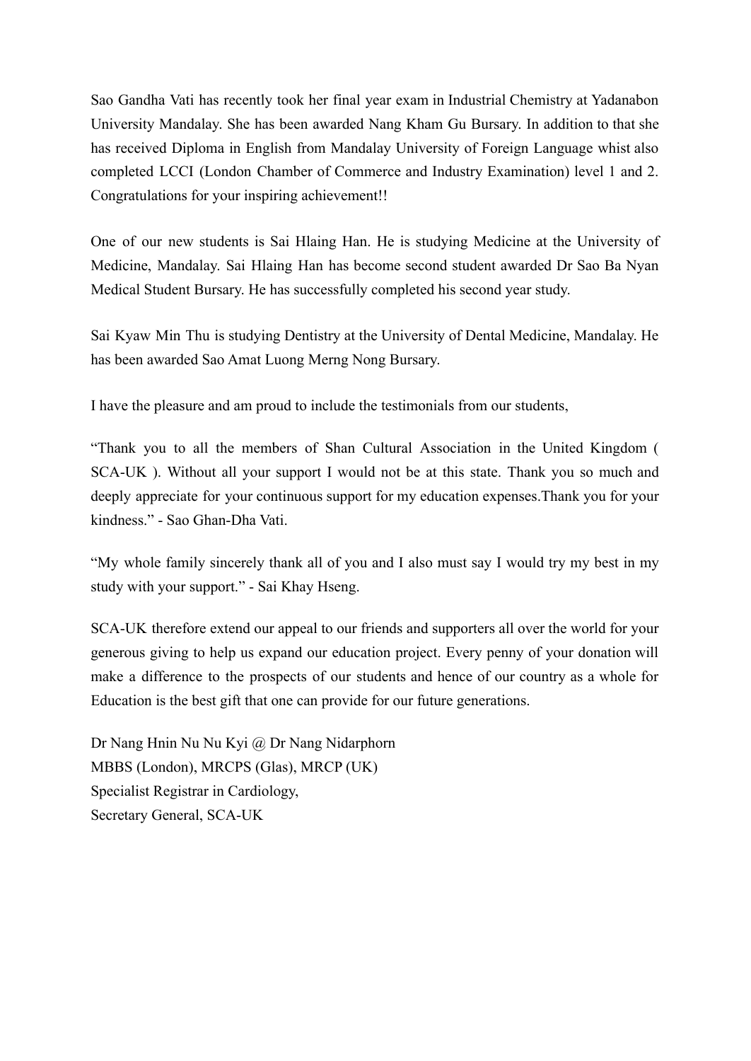Sao Gandha Vati has recently took her final year exam in Industrial Chemistry at Yadanabon University Mandalay. She has been awarded Nang Kham Gu Bursary. In addition to that she has received Diploma in English from Mandalay University of Foreign Language whist also completed LCCI (London Chamber of Commerce and Industry Examination) level 1 and 2. Congratulations for your inspiring achievement!!

One of our new students is Sai Hlaing Han. He is studying Medicine at the University of Medicine, Mandalay. Sai Hlaing Han has become second student awarded Dr Sao Ba Nyan Medical Student Bursary. He has successfully completed his second year study.

Sai Kyaw Min Thu is studying Dentistry at the University of Dental Medicine, Mandalay. He has been awarded Sao Amat Luong Merng Nong Bursary.

I have the pleasure and am proud to include the testimonials from our students,

"Thank you to all the members of Shan Cultural Association in the United Kingdom ( SCA-UK ). Without all your support I would not be at this state. Thank you so much and deeply appreciate for your continuous support for my education expenses.Thank you for your kindness." - Sao Ghan-Dha Vati.

"My whole family sincerely thank all of you and I also must say I would try my best in my study with your support." - Sai Khay Hseng.

SCA-UK therefore extend our appeal to our friends and supporters all over the world for your generous giving to help us expand our education project. Every penny of your donation will make a difference to the prospects of our students and hence of our country as a whole for Education is the best gift that one can provide for our future generations.

Dr Nang Hnin Nu Nu Kyi @ Dr Nang Nidarphorn  
MBBS (London), MRCPS (Glas), MRCP (UK)  
Specialist Registrar in Cardiology,  
Secretary General, SCA-UK